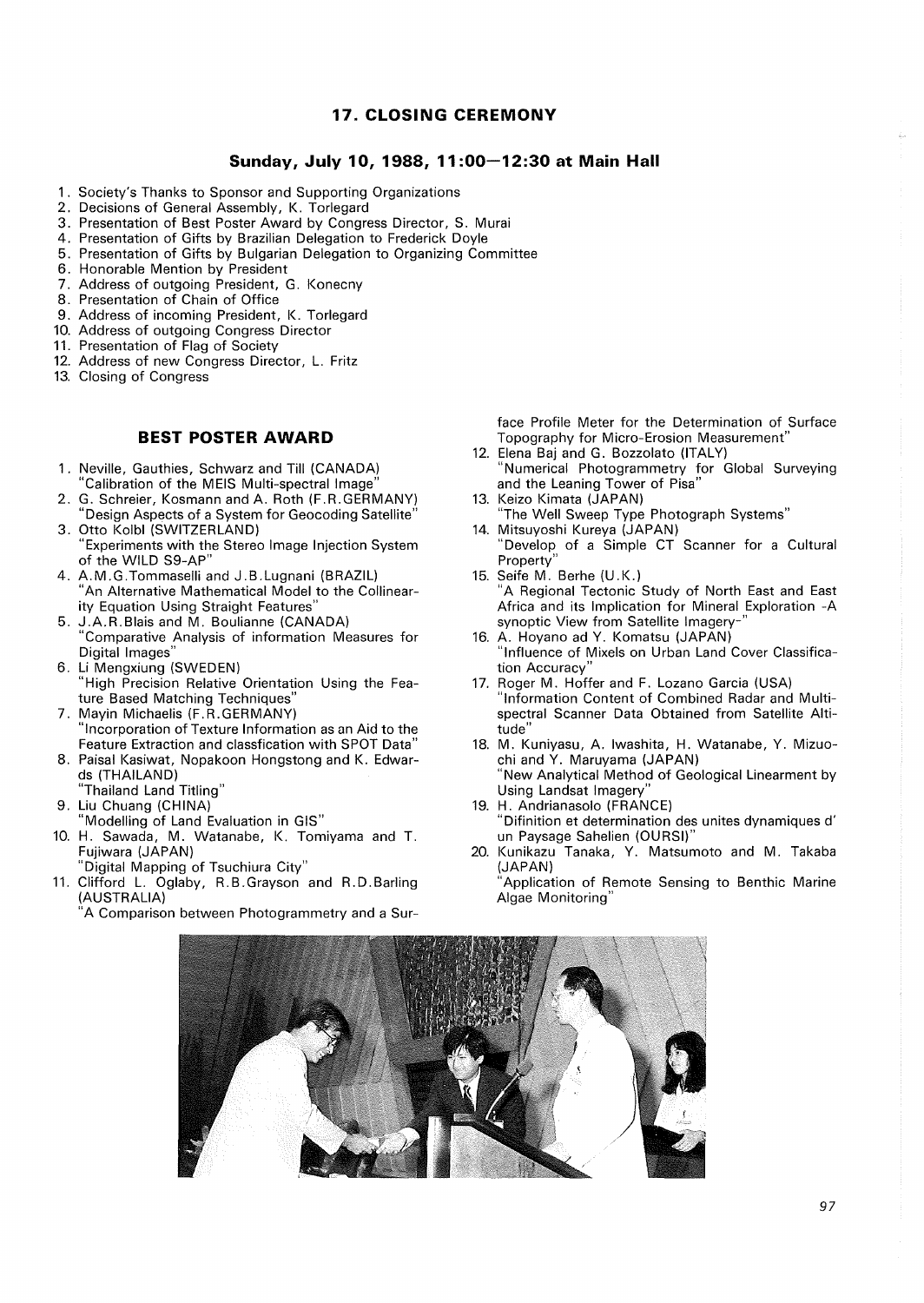## 17. CLOSING CEREMONY

### Sunday, July 10, 1988, 11:00–12:30 at Main Hall

1. Society's Thanks to Sponsor and Supporting Organizations
2. Decisions of General Assembly, K. Torlegard
3. Presentation of Best Poster Award by Congress Director, S. Murai
4. Presentation of Gifts by Brazilian Delegation to Frederick Doyle
5. Presentation of Gifts by Bulgarian Delegation to Organizing Committee
6. Honorable Mention by President
7. Address of outgoing President, G. Konecny
8. Presentation of Chain of Office
9. Address of incoming President, K. Torlegard
10. Address of outgoing Congress Director
11. Presentation of Flag of Society
12. Address of new Congress Director, L. Fritz
13. Closing of Congress

### BEST POSTER AWARD

1. Neville, Gauthies, Schwarz and Till (CANADA)
   "Calibration of the MEIS Multi-spectral Image"
2. G. Schreier, Kosmann and A. Roth (F.R.GERMANY)
   "Design Aspects of a System for Geocoding Satellite"
3. Otto Kolbl (SWITZERLAND)
   "Experiments with the Stereo Image Injection System of the WILD S9-AP"
4. A.M.G.Tommaselli and J.B.Lugnani (BRAZIL)
   "An Alternative Mathematical Model to the Collinearity Equation Using Straight Features"
5. J.A.R.Blais and M. Boulianne (CANADA)
   "Comparative Analysis of information Measures for Digital Images"
6. Li Mengxiung (SWEDEN)
   "High Precision Relative Orientation Using the Feature Based Matching Techniques"
7. Mayin Michaelis (F.R.GERMANY)
   "Incorporation of Texture Information as an Aid to the Feature Extraction and classfication with SPOT Data"
8. Paisal Kasiwat, Nopakoon Hongstong and K. Edwards (THAILAND)
   "Thailand Land Titling"
9. Liu Chuang (CHINA)
   "Modelling of Land Evaluation in GIS"
10. H. Sawada, M. Watanabe, K. Tomiyama and T. Fujiwara (JAPAN)
    "Digital Mapping of Tsuchiura City"
11. Clifford L. Oglaby, R.B.Grayson and R.D.Barling (AUSTRALIA)
    "A Comparison between Photogrammetry and a Surface Profile Meter for the Determination of Surface Topography for Micro-Erosion Measurement"
12. Elena Baj and G. Bozzolato (ITALY)
    "Numerical Photogrammetry for Global Surveying and the Leaning Tower of Pisa"
13. Keizo Kimata (JAPAN)
    "The Well Sweep Type Photograph Systems"
14. Mitsuyoshi Kureya (JAPAN)
    "Develop of a Simple CT Scanner for a Cultural Property"
15. Seife M. Berhe (U.K.)
    "A Regional Tectonic Study of North East and East Africa and its Implication for Mineral Exploration -A synoptic View from Satellite Imagery-"
16. A. Hoyano ad Y. Komatsu (JAPAN)
    "Influence of Mixels on Urban Land Cover Classification Accuracy"
17. Roger M. Hoffer and F. Lozano Garcia (USA)
    "Information Content of Combined Radar and Multispectral Scanner Data Obtained from Satellite Altitude"
18. M. Kuniyasu, A. Iwashita, H. Watanabe, Y. Mizuochi and Y. Maruyama (JAPAN)
    "New Analytical Method of Geological Linearment by Using Landsat Imagery"
19. H. Andrianasolo (FRANCE)
    "Difinition et determination des unites dynamiques d' un Paysage Sahelien (OURSI)"
20. Kunikazu Tanaka, Y. Matsumoto and M. Takaba (JAPAN)
    "Application of Remote Sensing to Benthic Marine Algae Monitoring"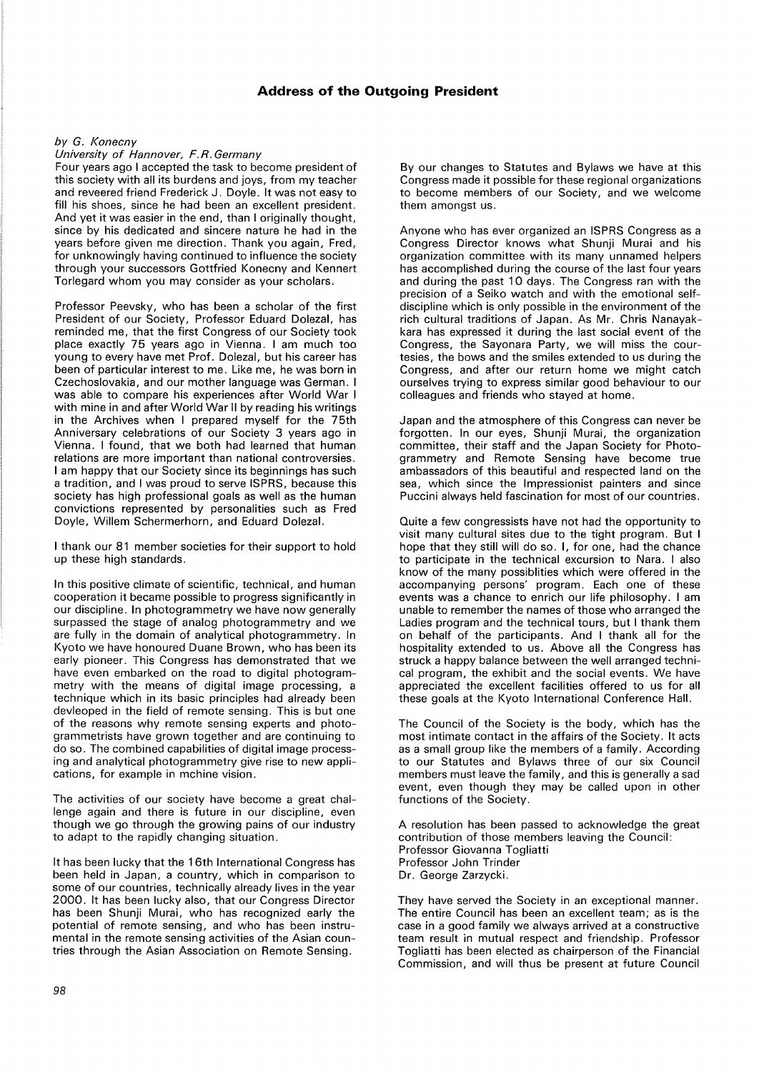## Address of the Outgoing President

*by G. Konecny*
*University of Hannover, F.R.Germany*

Four years ago I accepted the task to become president of this society with all its burdens and joys, from my teacher and reveered friend Frederick J. Doyle. It was not easy to fill his shoes, since he had been an excellent president. And yet it was easier in the end, than I originally thought, since by his dedicated and sincere nature he had in the years before given me direction. Thank you again, Fred, for unknowingly having continued to influence the society through your successors Gottfried Konecny and Kennert Torlegard whom you may consider as your scholars.

Professor Peevsky, who has been a scholar of the first President of our Society, Professor Eduard Dolezal, has reminded me, that the first Congress of our Society took place exactly 75 years ago in Vienna. I am much too young to every have met Prof. Dolezal, but his career has been of particular interest to me. Like me, he was born in Czechoslovakia, and our mother language was German. I was able to compare his experiences after World War I with mine in and after World War II by reading his writings in the Archives when I prepared myself for the 75th Anniversary celebrations of our Society 3 years ago in Vienna. I found, that we both had learned that human relations are more important than national controversies. I am happy that our Society since its beginnings has such a tradition, and I was proud to serve ISPRS, because this society has high professional goals as well as the human convictions represented by personalities such as Fred Doyle, Willem Schermerhorn, and Eduard Dolezal.

I thank our 81 member societies for their support to hold up these high standards.

In this positive climate of scientific, technical, and human cooperation it became possible to progress significantly in our discipline. In photogrammetry we have now generally surpassed the stage of analog photogrammetry and we are fully in the domain of analytical photogrammetry. In Kyoto we have honoured Duane Brown, who has been its early pioneer. This Congress has demonstrated that we have even embarked on the road to digital photogrammetry with the means of digital image processing, a technique which in its basic principles had already been devleoped in the field of remote sensing. This is but one of the reasons why remote sensing experts and photogrammetrists have grown together and are continuing to do so. The combined capabilities of digital image processing and analytical photogrammetry give rise to new applications, for example in mchine vision.

The activities of our society have become a great challenge again and there is future in our discipline, even though we go through the growing pains of our industry to adapt to the rapidly changing situation.

It has been lucky that the 16th International Congress has been held in Japan, a country, which in comparison to some of our countries, technically already lives in the year 2000. It has been lucky also, that our Congress Director has been Shunji Murai, who has recognized early the potential of remote sensing, and who has been instrumental in the remote sensing activities of the Asian countries through the Asian Association on Remote Sensing.

By our changes to Statutes and Bylaws we have at this Congress made it possible for these regional organizations to become members of our Society, and we welcome them amongst us.

Anyone who has ever organized an ISPRS Congress as a Congress Director knows what Shunji Murai and his organization committee with its many unnamed helpers has accomplished during the course of the last four years and during the past 10 days. The Congress ran with the precision of a Seiko watch and with the emotional self-discipline which is only possible in the environment of the rich cultural traditions of Japan. As Mr. Chris Nanayakkara has expressed it during the last social event of the Congress, the Sayonara Party, we will miss the courtesies, the bows and the smiles extended to us during the Congress, and after our return home we might catch ourselves trying to express similar good behaviour to our colleagues and friends who stayed at home.

Japan and the atmosphere of this Congress can never be forgotten. In our eyes, Shunji Murai, the organization committee, their staff and the Japan Society for Photogrammetry and Remote Sensing have become true ambassadors of this beautiful and respected land on the sea, which since the Impressionist painters and since Puccini always held fascination for most of our countries.

Quite a few congressists have not had the opportunity to visit many cultural sites due to the tight program. But I hope that they still will do so. I, for one, had the chance to participate in the technical excursion to Nara. I also know of the many possiblities which were offered in the accompanying persons' program. Each one of these events was a chance to enrich our life philosophy. I am unable to remember the names of those who arranged the Ladies program and the technical tours, but I thank them on behalf of the participants. And I thank all for the hospitality extended to us. Above all the Congress has struck a happy balance between the well arranged technical program, the exhibit and the social events. We have appreciated the excellent facilities offered to us for all these goals at the Kyoto International Conference Hall.

The Council of the Society is the body, which has the most intimate contact in the affairs of the Society. It acts as a small group like the members of a family. According to our Statutes and Bylaws three of our six Council members must leave the family, and this is generally a sad event, even though they may be called upon in other functions of the Society.

A resolution has been passed to acknowledge the great contribution of those members leaving the Council:
Professor Giovanna Togliatti
Professor John Trinder
Dr. George Zarzycki.

They have served the Society in an exceptional manner. The entire Council has been an excellent team; as is the case in a good family we always arrived at a constructive team result in mutual respect and friendship. Professor Togliatti has been elected as chairperson of the Financial Commission, and will thus be present at future Council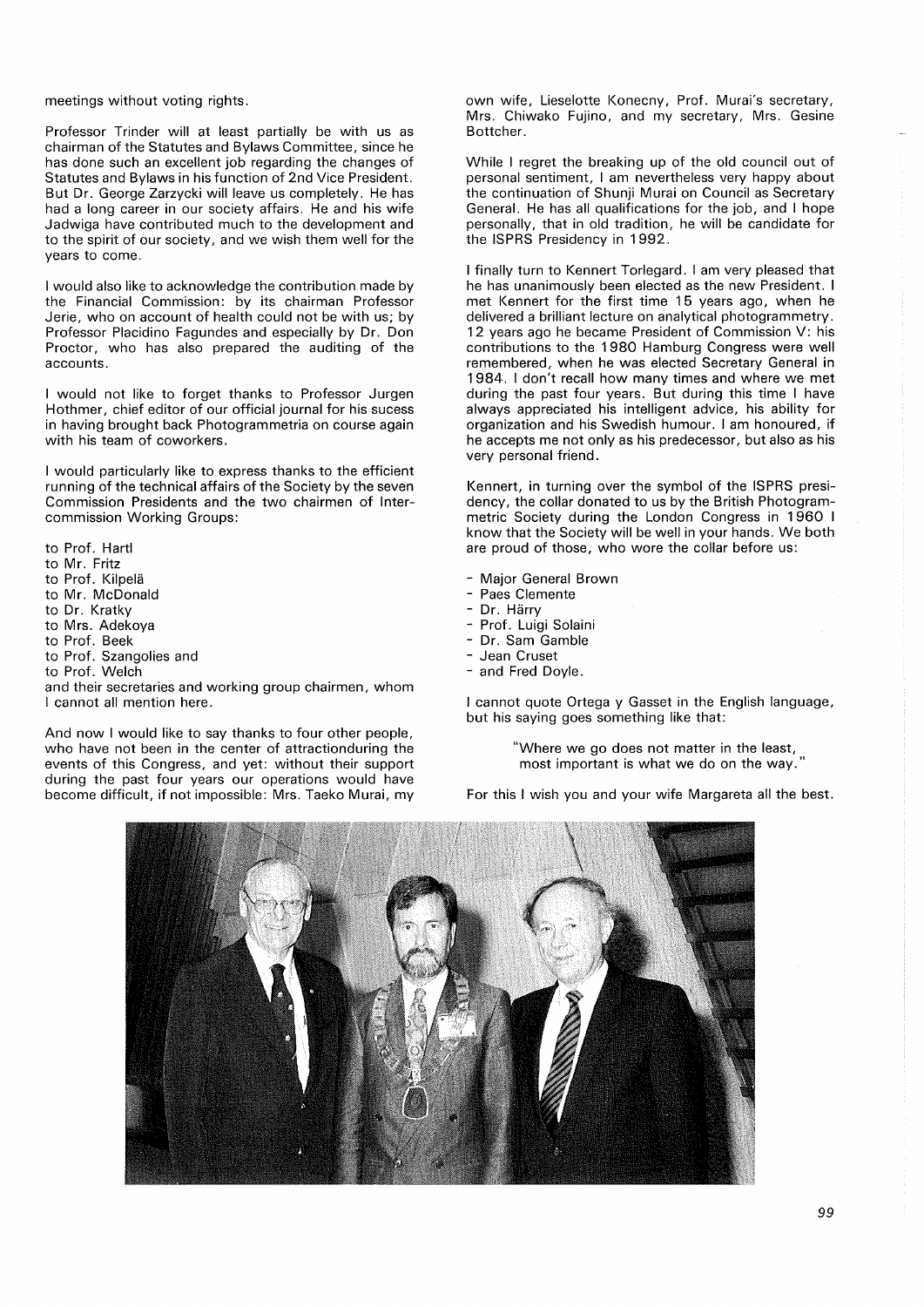meetings without voting rights.

Professor Trinder will at least partially be with us as chairman of the Statutes and Bylaws Committee, since he has done such an excellent job regarding the changes of Statutes and Bylaws in his function of 2nd Vice President. But Dr. George Zarzycki will leave us completely. He has had a long career in our society affairs. He and his wife Jadwiga have contributed much to the development and to the spirit of our society, and we wish them well for the years to come.

I would also like to acknowledge the contribution made by the Financial Commission: by its chairman Professor Jerie, who on account of health could not be with us; by Professor Placidino Fagundes and especially by Dr. Don Proctor, who has also prepared the auditing of the accounts.

I would not like to forget thanks to Professor Jurgen Hothmer, chief editor of our official journal for his sucess in having brought back Photogrammetria on course again with his team of coworkers.

I would particularly like to express thanks to the efficient running of the technical affairs of the Society by the seven Commission Presidents and the two chairmen of Intercommission Working Groups:

to Prof. Hartl
to Mr. Fritz
to Prof. Kilpelä
to Mr. McDonald
to Dr. Kratky
to Mrs. Adekoya
to Prof. Beek
to Prof. Szangolies and
to Prof. Welch
and their secretaries and working group chairmen, whom I cannot all mention here.

And now I would like to say thanks to four other people, who have not been in the center of attractionduring the events of this Congress, and yet: without their support during the past four years our operations would have become difficult, if not impossible: Mrs. Taeko Murai, my own wife, Lieselotte Konecny, Prof. Murai's secretary, Mrs. Chiwako Fujino, and my secretary, Mrs. Gesine Bottcher.

While I regret the breaking up of the old council out of personal sentiment, I am nevertheless very happy about the continuation of Shunji Murai on Council as Secretary General. He has all qualifications for the job, and I hope personally, that in old tradition, he will be candidate for the ISPRS Presidency in 1992.

I finally turn to Kennert Torlegard. I am very pleased that he has unanimously been elected as the new President. I met Kennert for the first time 15 years ago, when he delivered a brilliant lecture on analytical photogrammetry. 12 years ago he became President of Commission V: his contributions to the 1980 Hamburg Congress were well remembered, when he was elected Secretary General in 1984. I don't recall how many times and where we met during the past four years. But during this time I have always appreciated his intelligent advice, his ability for organization and his Swedish humour. I am honoured, if he accepts me not only as his predecessor, but also as his very personal friend.

Kennert, in turning over the symbol of the ISPRS presidency, the collar donated to us by the British Photogrammetric Society during the London Congress in 1960 I know that the Society will be well in your hands. We both are proud of those, who wore the collar before us:

- Major General Brown
- Paes Clemente
- Dr. Härry
- Prof. Luigi Solaini
- Dr. Sam Gamble
- Jean Cruset
- and Fred Doyle.

I cannot quote Ortega y Gasset in the English language, but his saying goes something like that:

> "Where we go does not matter in the least,
> most important is what we do on the way."

For this I wish you and your wife Margareta all the best.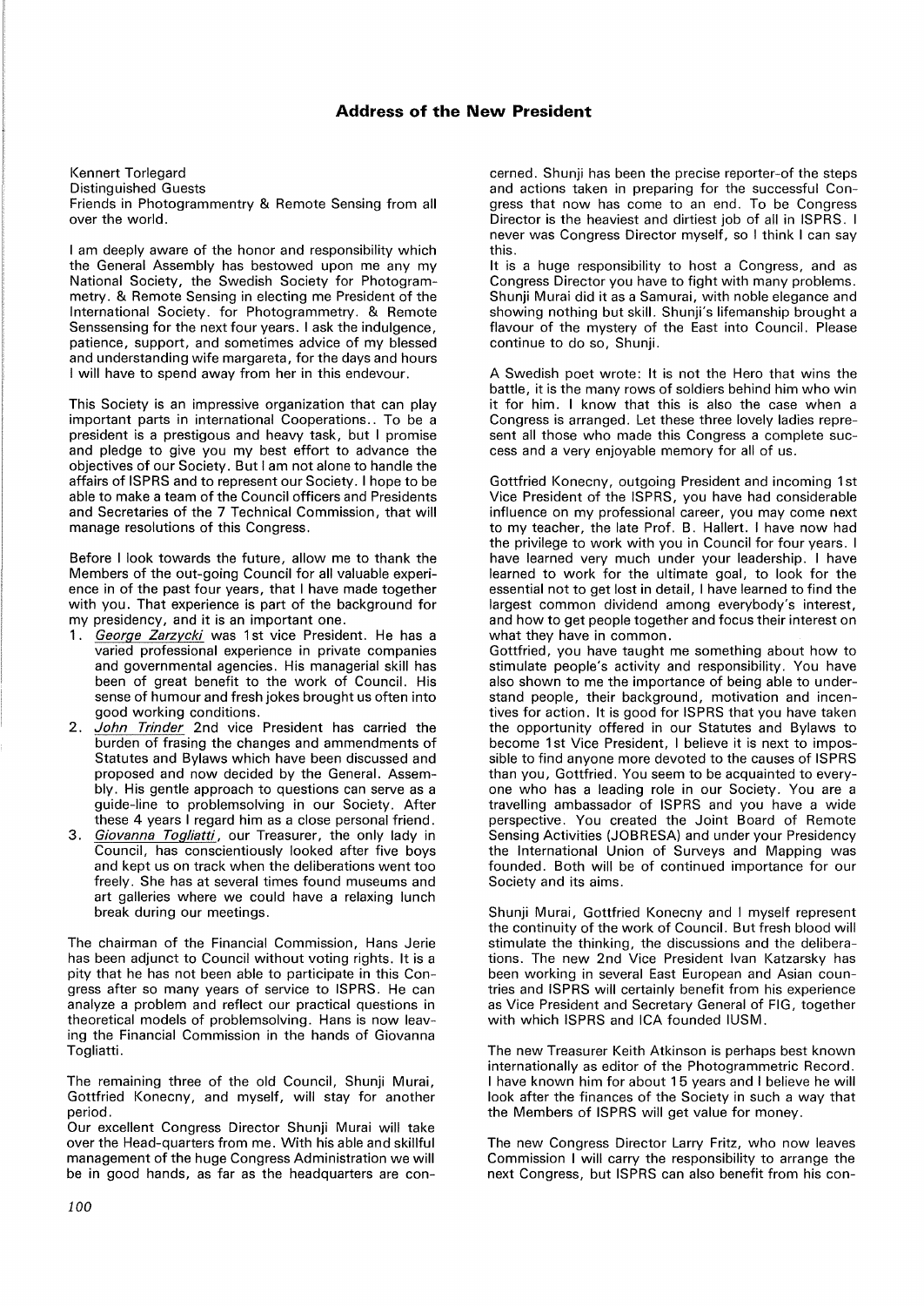## Address of the New President

Kennert Torlegard
Distinguished Guests
Friends in Photogrammentry & Remote Sensing from all over the world.

I am deeply aware of the honor and responsibility which the General Assembly has bestowed upon me any my National Society, the Swedish Society for Photogrammetry. & Remote Sensing in electing me President of the International Society. for Photogrammetry. & Remote Senssensing for the next four years. I ask the indulgence, patience, support, and sometimes advice of my blessed and understanding wife margareta, for the days and hours I will have to spend away from her in this endevour.

This Society is an impressive organization that can play important parts in international Cooperations.. To be a president is a prestigous and heavy task, but I promise and pledge to give you my best effort to advance the objectives of our Society. But I am not alone to handle the affairs of ISPRS and to represent our Society. I hope to be able to make a team of the Council officers and Presidents and Secretaries of the 7 Technical Commission, that will manage resolutions of this Congress.

Before I look towards the future, allow me to thank the Members of the out-going Council for all valuable experience in of the past four years, that I have made together with you. That experience is part of the background for my presidency, and it is an important one.

1. *George Zarzycki* was 1st vice President. He has a varied professional experience in private companies and governmental agencies. His managerial skill has been of great benefit to the work of Council. His sense of humour and fresh jokes brought us often into good working conditions.
2. *John Trinder* 2nd vice President has carried the burden of frasing the changes and ammendments of Statutes and Bylaws which have been discussed and proposed and now decided by the General. Assembly. His gentle approach to questions can serve as a guide-line to problemsolving in our Society. After these 4 years I regard him as a close personal friend.
3. *Giovanna Togliatti*, our Treasurer, the only lady in Council, has conscientiously looked after five boys and kept us on track when the deliberations went too freely. She has at several times found museums and art galleries where we could have a relaxing lunch break during our meetings.

The chairman of the Financial Commission, Hans Jerie has been adjunct to Council without voting rights. It is a pity that he has not been able to participate in this Congress after so many years of service to ISPRS. He can analyze a problem and reflect our practical questions in theoretical models of problemsolving. Hans is now leaving the Financial Commission in the hands of Giovanna Togliatti.

The remaining three of the old Council, Shunji Murai, Gottfried Konecny, and myself, will stay for another period.

Our excellent Congress Director Shunji Murai will take over the Head-quarters from me. With his able and skillful management of the huge Congress Administration we will be in good hands, as far as the headquarters are concerned. Shunji has been the precise reporter-of the steps and actions taken in preparing for the successful Congress that now has come to an end. To be Congress Director is the heaviest and dirtiest job of all in ISPRS. I never was Congress Director myself, so I think I can say this.

It is a huge responsibility to host a Congress, and as Congress Director you have to fight with many problems. Shunji Murai did it as a Samurai, with noble elegance and showing nothing but skill. Shunji's lifemanship brought a flavour of the mystery of the East into Council. Please continue to do so, Shunji.

A Swedish poet wrote: It is not the Hero that wins the battle, it is the many rows of soldiers behind him who win it for him. I know that this is also the case when a Congress is arranged. Let these three lovely ladies represent all those who made this Congress a complete success and a very enjoyable memory for all of us.

Gottfried Konecny, outgoing President and incoming 1st Vice President of the ISPRS, you have had considerable influence on my professional career, you may come next to my teacher, the late Prof. B. Hallert. I have now had the privilege to work with you in Council for four years. I have learned very much under your leadership. I have learned to work for the ultimate goal, to look for the essential not to get lost in detail, I have learned to find the largest common dividend among everybody's interest, and how to get people together and focus their interest on what they have in common.

Gottfried, you have taught me something about how to stimulate people's activity and responsibility. You have also shown to me the importance of being able to understand people, their background, motivation and incentives for action. It is good for ISPRS that you have taken the opportunity offered in our Statutes and Bylaws to become 1st Vice President, I believe it is next to impossible to find anyone more devoted to the causes of ISPRS than you, Gottfried. You seem to be acquainted to everyone who has a leading role in our Society. You are a travelling ambassador of ISPRS and you have a wide perspective. You created the Joint Board of Remote Sensing Activities (JOBRESA) and under your Presidency the International Union of Surveys and Mapping was founded. Both will be of continued importance for our Society and its aims.

Shunji Murai, Gottfried Konecny and I myself represent the continuity of the work of Council. But fresh blood will stimulate the thinking, the discussions and the deliberations. The new 2nd Vice President Ivan Katzarsky has been working in several East European and Asian countries and ISPRS will certainly benefit from his experience as Vice President and Secretary General of FIG, together with which ISPRS and ICA founded IUSM.

The new Treasurer Keith Atkinson is perhaps best known internationally as editor of the Photogrammetric Record. I have known him for about 15 years and I believe he will look after the finances of the Society in such a way that the Members of ISPRS will get value for money.

The new Congress Director Larry Fritz, who now leaves Commission I will carry the responsibility to arrange the next Congress, but ISPRS can also benefit from his con-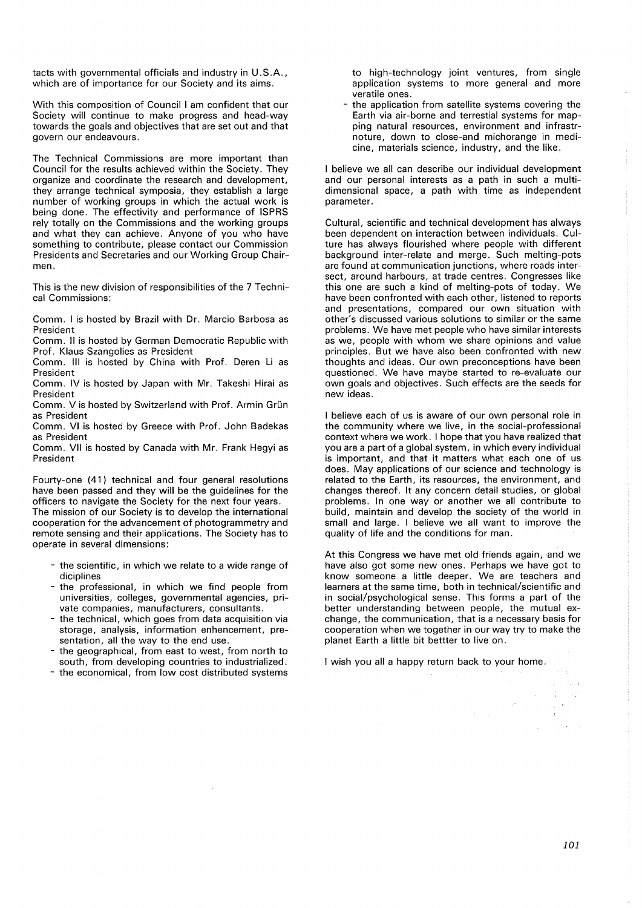tacts with governmental officials and industry in U.S.A., which are of importance for our Society and its aims.

With this composition of Council I am confident that our Society will continue to make progress and head-way towards the goals and objectives that are set out and that govern our endeavours.

The Technical Commissions are more important than Council for the results achieved within the Society. They organize and coordinate the research and development, they arrange technical symposia, they establish a large number of working groups in which the actual work is being done. The effectivity and performance of ISPRS rely totally on the Commissions and the working groups and what they can achieve. Anyone of you who have something to contribute, please contact our Commission Presidents and Secretaries and our Working Group Chairmen.

This is the new division of responsibilities of the 7 Technical Commissions:

Comm. I is hosted by Brazil with Dr. Marcio Barbosa as President
Comm. II is hosted by German Democratic Republic with Prof. Klaus Szangolies as President
Comm. III is hosted by China with Prof. Deren Li as President
Comm. IV is hosted by Japan with Mr. Takeshi Hirai as President
Comm. V is hosted by Switzerland with Prof. Armin Grün as President
Comm. VI is hosted by Greece with Prof. John Badekas as President
Comm. VII is hosted by Canada with Mr. Frank Hegyi as President

Fourty-one (41) technical and four general resolutions have been passed and they will be the guidelines for the officers to navigate the Society for the next four years.
The mission of our Society is to develop the international cooperation for the advancement of photogrammetry and remote sensing and their applications. The Society has to operate in several dimensions:

- the scientific, in which we relate to a wide range of diciplines
- the professional, in which we find people from universities, colleges, governmental agencies, private companies, manufacturers, consultants.
- the technical, which goes from data acquisition via storage, analysis, information enhencement, presentation, all the way to the end use.
- the geographical, from east to west, from north to south, from developing countries to industrialized.
- the economical, from low cost distributed systems to high-technology joint ventures, from single application systems to more general and more veratile ones.
- the application from satellite systems covering the Earth via air-borne and terrestial systems for mapping natural resources, environment and infrastrnoture, down to close-and michorange in medicine, materials science, industry, and the like.

I believe we all can describe our individual development and our personal interests as a path in such a multidimensional space, a path with time as independent parameter.

Cultural, scientific and technical development has always been dependent on interaction between individuals. Culture has always flourished where people with different background inter-relate and merge. Such melting-pots are found at communication junctions, where roads intersect, around harbours, at trade centres. Congresses like this one are such a kind of melting-pots of today. We have been confronted with each other, listened to reports and presentations, compared our own situation with other's discussed various solutions to similar or the same problems. We have met people who have similar interests as we, people with whom we share opinions and value principles. But we have also been confronted with new thoughts and ideas. Our own preconceptions have been questioned. We have maybe started to re-evaluate our own goals and objectives. Such effects are the seeds for new ideas.

I believe each of us is aware of our own personal role in the community where we live, in the social-professional context where we work. I hope that you have realized that you are a part of a global system, in which every individual is important, and that it matters what each one of us does. May applications of our science and technology is related to the Earth, its resources, the environment, and changes thereof. It any concern detail studies, or global problems. In one way or another we all contribute to build, maintain and develop the society of the world in small and large. I believe we all want to improve the quality of life and the conditions for man.

At this Congress we have met old friends again, and we have also got some new ones. Perhaps we have got to know someone a little deeper. We are teachers and learners at the same time, both in technical/scientific and in social/psychological sense. This forms a part of the better understanding between people, the mutual exchange, the communication, that is a necessary basis for cooperation when we together in our way try to make the planet Earth a little bit bettter to live on.

I wish you all a happy return back to your home.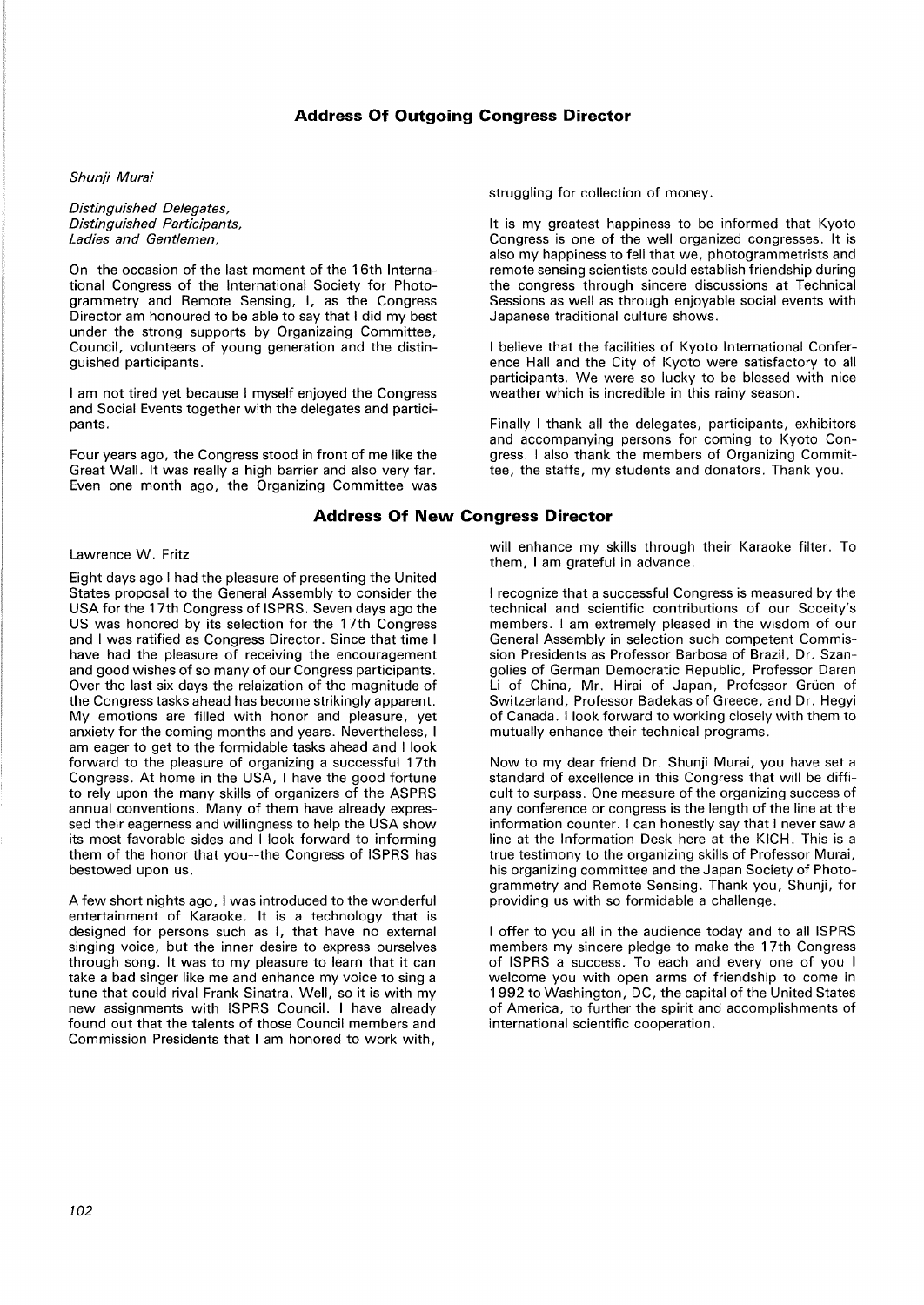## Address Of Outgoing Congress Director

*Shunji Murai*

*Distinguished Delegates,*
*Distinguished Participants,*
*Ladies and Gentlemen,*

On the occasion of the last moment of the 16th International Congress of the International Society for Photogrammetry and Remote Sensing, I, as the Congress Director am honoured to be able to say that I did my best under the strong supports by Organizaing Committee, Council, volunteers of young generation and the distinguished participants.

I am not tired yet because I myself enjoyed the Congress and Social Events together with the delegates and participants.

Four years ago, the Congress stood in front of me like the Great Wall. It was really a high barrier and also very far. Even one month ago, the Organizing Committee was struggling for collection of money.

It is my greatest happiness to be informed that Kyoto Congress is one of the well organized congresses. It is also my happiness to fell that we, photogrammetrists and remote sensing scientists could establish friendship during the congress through sincere discussions at Technical Sessions as well as through enjoyable social events with Japanese traditional culture shows.

I believe that the facilities of Kyoto International Conference Hall and the City of Kyoto were satisfactory to all participants. We were so lucky to be blessed with nice weather which is incredible in this rainy season.

Finally I thank all the delegates, participants, exhibitors and accompanying persons for coming to Kyoto Congress. I also thank the members of Organizing Committee, the staffs, my students and donators. Thank you.

## Address Of New Congress Director

Lawrence W. Fritz

Eight days ago I had the pleasure of presenting the United States proposal to the General Assembly to consider the USA for the 17th Congress of ISPRS. Seven days ago the US was honored by its selection for the 17th Congress and I was ratified as Congress Director. Since that time I have had the pleasure of receiving the encouragement and good wishes of so many of our Congress participants. Over the last six days the relaization of the magnitude of the Congress tasks ahead has become strikingly apparent. My emotions are filled with honor and pleasure, yet anxiety for the coming months and years. Nevertheless, I am eager to get to the formidable tasks ahead and I look forward to the pleasure of organizing a successful 17th Congress. At home in the USA, I have the good fortune to rely upon the many skills of organizers of the ASPRS annual conventions. Many of them have already expressed their eagerness and willingness to help the USA show its most favorable sides and I look forward to informing them of the honor that you--the Congress of ISPRS has bestowed upon us.

A few short nights ago, I was introduced to the wonderful entertainment of Karaoke. It is a technology that is designed for persons such as I, that have no external singing voice, but the inner desire to express ourselves through song. It was to my pleasure to learn that it can take a bad singer like me and enhance my voice to sing a tune that could rival Frank Sinatra. Well, so it is with my new assignments with ISPRS Council. I have already found out that the talents of those Council members and Commission Presidents that I am honored to work with, will enhance my skills through their Karaoke filter. To them, I am grateful in advance.

I recognize that a successful Congress is measured by the technical and scientific contributions of our Soceity's members. I am extremely pleased in the wisdom of our General Assembly in selection such competent Commission Presidents as Professor Barbosa of Brazil, Dr. Szangolies of German Democratic Republic, Professor Daren Li of China, Mr. Hirai of Japan, Professor Grüen of Switzerland, Professor Badekas of Greece, and Dr. Hegyi of Canada. I look forward to working closely with them to mutually enhance their technical programs.

Now to my dear friend Dr. Shunji Murai, you have set a standard of excellence in this Congress that will be difficult to surpass. One measure of the organizing success of any conference or congress is the length of the line at the information counter. I can honestly say that I never saw a line at the Information Desk here at the KICH. This is a true testimony to the organizing skills of Professor Murai, his organizing committee and the Japan Society of Photogrammetry and Remote Sensing. Thank you, Shunji, for providing us with so formidable a challenge.

I offer to you all in the audience today and to all ISPRS members my sincere pledge to make the 17th Congress of ISPRS a success. To each and every one of you I welcome you with open arms of friendship to come in 1992 to Washington, DC, the capital of the United States of America, to further the spirit and accomplishments of international scientific cooperation.